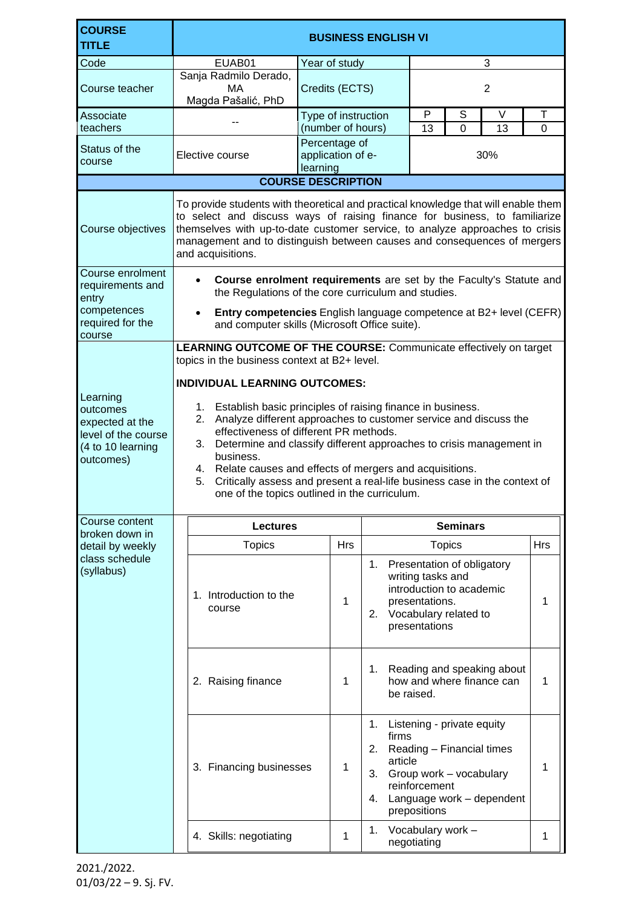| **COURSE TITLE** | **BUSINESS ENGLISH VI** | | | | | |
|---|---|---|---|---|---|---|
| Code | EUAB01 | Year of study | 3 | | | |
| Course teacher | Sanja Radmilo Derado, MA<br>Magda Pašalić, PhD | Credits (ECTS) | 2 | | | |
| Associate teachers | -- | Type of instruction (number of hours) | P | S | V | T |
| | | | 13 | 0 | 13 | 0 |
| Status of the course | Elective course | Percentage of application of e-learning | 30% | | | |

**COURSE DESCRIPTION**

| | |
|---|---|
| Course objectives | To provide students with theoretical and practical knowledge that will enable them to select and discuss ways of raising finance for business, to familiarize themselves with up-to-date customer service, to analyze approaches to crisis management and to distinguish between causes and consequences of mergers and acquisitions. |
| Course enrolment requirements and entry competences required for the course | • **Course enrolment requirements** are set by the Faculty's Statute and the Regulations of the core curriculum and studies.<br>• **Entry competencies** English language competence at B2+ level (CEFR) and computer skills (Microsoft Office suite). |
| Learning outcomes expected at the level of the course (4 to 10 learning outcomes) | **LEARNING OUTCOME OF THE COURSE:** Communicate effectively on target topics in the business context at B2+ level.<br><br>**INDIVIDUAL LEARNING OUTCOMES:**<br>1. Establish basic principles of raising finance in business.<br>2. Analyze different approaches to customer service and discuss the effectiveness of different PR methods.<br>3. Determine and classify different approaches to crisis management in business.<br>4. Relate causes and effects of mergers and acquisitions.<br>5. Critically assess and present a real-life business case in the context of one of the topics outlined in the curriculum. |

Course content broken down in detail by weekly class schedule (syllabus)

| Lectures | | Seminars | |
|---|---|---|---|
| Topics | Hrs | Topics | Hrs |
| 1. Introduction to the course | 1 | 1. Presentation of obligatory writing tasks and introduction to academic presentations.<br>2. Vocabulary related to presentations | 1 |
| 2. Raising finance | 1 | 1. Reading and speaking about how and where finance can be raised. | 1 |
| 3. Financing businesses | 1 | 1. Listening - private equity firms<br>2. Reading – Financial times article<br>3. Group work – vocabulary reinforcement<br>4. Language work – dependent prepositions | 1 |
| 4. Skills: negotiating | 1 | 1. Vocabulary work – negotiating | 1 |

2021./2022.
01/03/22 – 9. Sj. FV.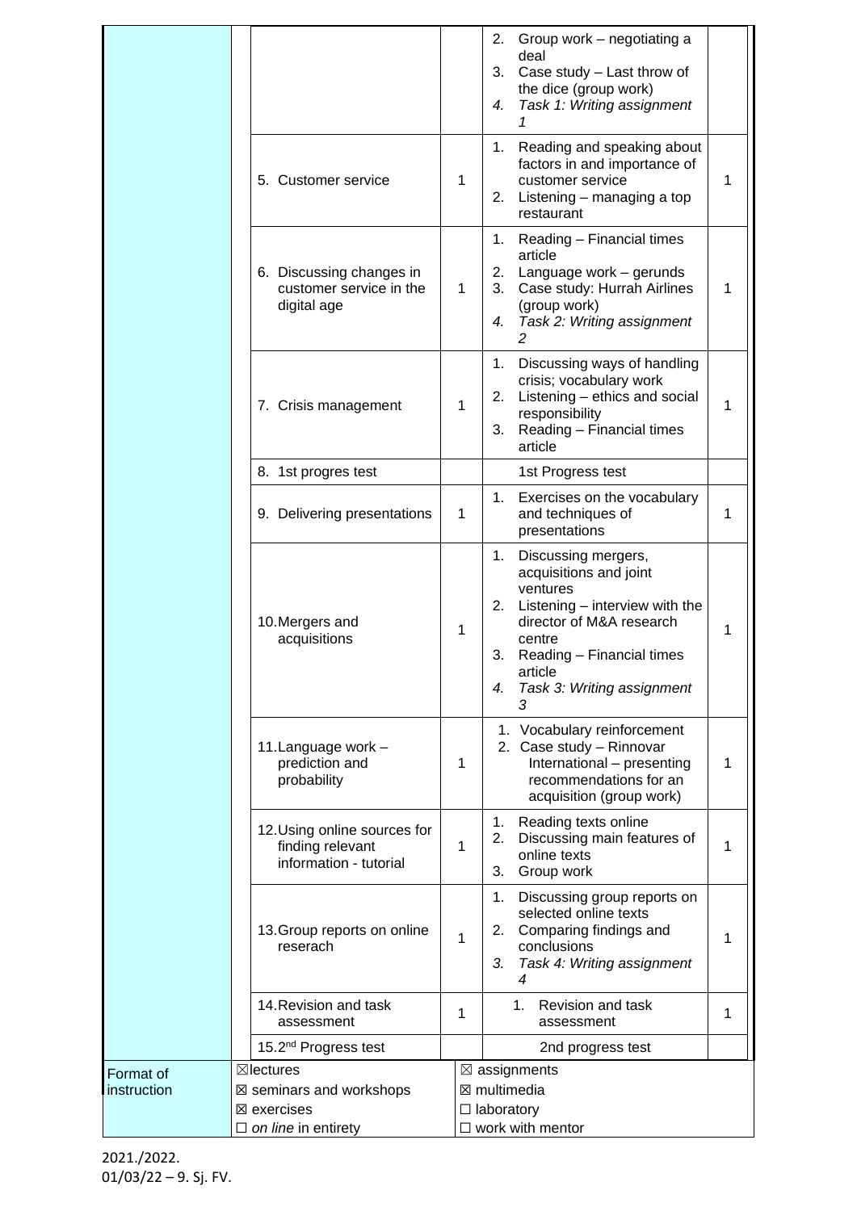| | | | | |
|---|---|---|---|---|
| | | | 2. Group work – negotiating a deal<br>3. Case study – Last throw of the dice (group work)<br>4. *Task 1: Writing assignment 1* | |
| | 5. Customer service | 1 | 1. Reading and speaking about factors in and importance of customer service<br>2. Listening – managing a top restaurant | 1 |
| | 6. Discussing changes in customer service in the digital age | 1 | 1. Reading – Financial times article<br>2. Language work – gerunds<br>3. Case study: Hurrah Airlines (group work)<br>4. *Task 2: Writing assignment 2* | 1 |
| | 7. Crisis management | 1 | 1. Discussing ways of handling crisis; vocabulary work<br>2. Listening – ethics and social responsibility<br>3. Reading – Financial times article | 1 |
| | 8. 1st progres test | | 1st Progress test | |
| | 9. Delivering presentations | 1 | 1. Exercises on the vocabulary and techniques of presentations | 1 |
| | 10. Mergers and acquisitions | 1 | 1. Discussing mergers, acquisitions and joint ventures<br>2. Listening – interview with the director of M&A research centre<br>3. Reading – Financial times article<br>4. *Task 3: Writing assignment 3* | 1 |
| | 11. Language work – prediction and probability | 1 | 1. Vocabulary reinforcement<br>2. Case study – Rinnovar International – presenting recommendations for an acquisition (group work) | 1 |
| | 12. Using online sources for finding relevant information - tutorial | 1 | 1. Reading texts online<br>2. Discussing main features of online texts<br>3. Group work | 1 |
| | 13. Group reports on online reserach | 1 | 1. Discussing group reports on selected online texts<br>2. Comparing findings and conclusions<br>3. *Task 4: Writing assignment 4* | 1 |
| | 14. Revision and task assessment | 1 | 1. Revision and task assessment | 1 |
| | 15. 2nd Progress test | | 2nd progress test | |
| Format of instruction | ☒lectures<br>☒ seminars and workshops<br>☒ exercises<br>☐ *on line* in entirety | | ☒ assignments<br>☒ multimedia<br>☐ laboratory<br>☐ work with mentor | |

2021./2022.
01/03/22 – 9. Sj. FV.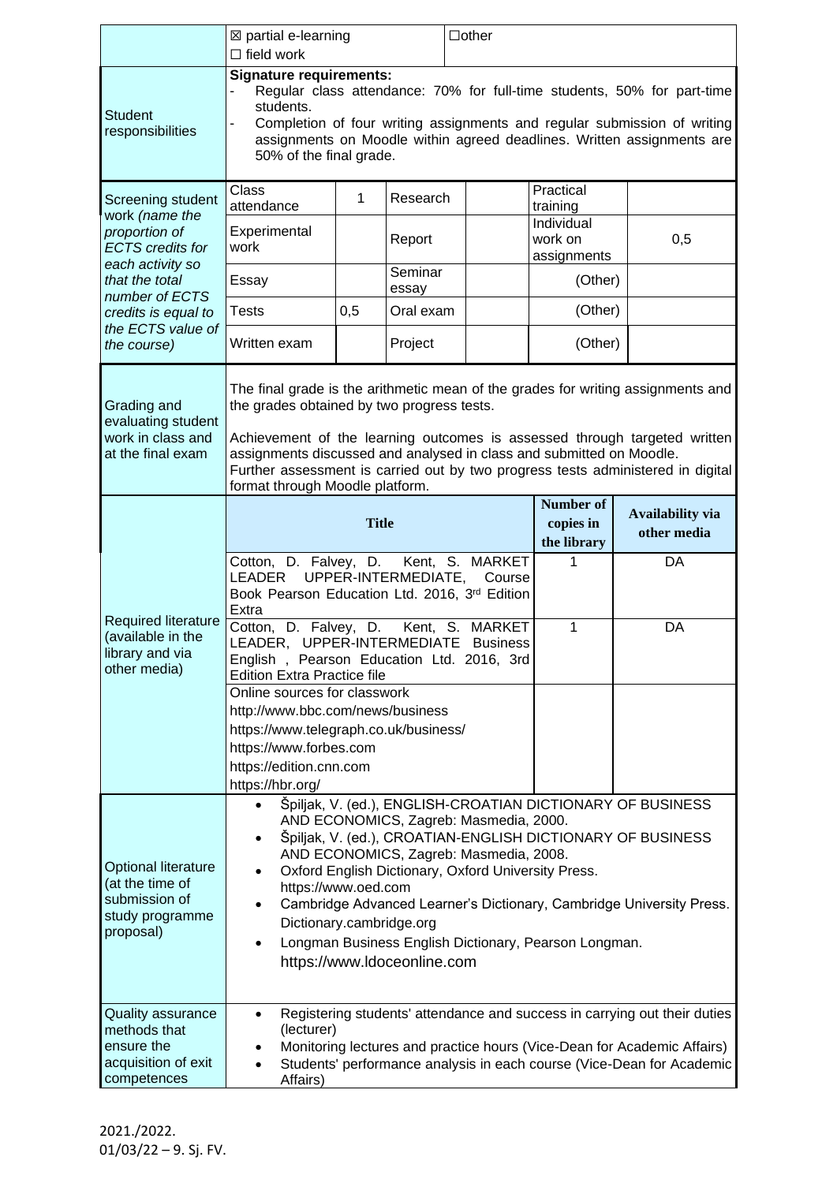| | ☒ partial e-learning<br>☐ field work | | | ☐other | | |
|---|---|---|---|---|---|---|
| Student responsibilities | **Signature requirements:**<br>- Regular class attendance: 70% for full-time students, 50% for part-time students.<br>- Completion of four writing assignments and regular submission of writing assignments on Moodle within agreed deadlines. Written assignments are 50% of the final grade. | | | | | |

| *Screening student work (name the proportion of ECTS credits for each activity so that the total number of ECTS credits is equal to the ECTS value of the course)* | | | | | |
|---|---|---|---|---|---|
| Class attendance | 1 | Research | | Practical training | |
| Experimental work | | Report | | Individual work on assignments | 0,5 |
| Essay | | Seminar essay | | (Other) | |
| Tests | 0,5 | Oral exam | | (Other) | |
| Written exam | | Project | | (Other) | |

**Grading and evaluating student work in class and at the final exam**

The final grade is the arithmetic mean of the grades for writing assignments and the grades obtained by two progress tests.

Achievement of the learning outcomes is assessed through targeted written assignments discussed and analysed in class and submitted on Moodle. Further assessment is carried out by two progress tests administered in digital format through Moodle platform.

| Required literature (available in the library and via other media) | Title | Number of copies in the library | Availability via other media |
|---|---|---|---|
| | Cotton, D. Falvey, D. Kent, S. MARKET LEADER UPPER-INTERMEDIATE, Course Book Pearson Education Ltd. 2016, 3rd Edition Extra | 1 | DA |
| | Cotton, D. Falvey, D. Kent, S. MARKET LEADER, UPPER-INTERMEDIATE Business English , Pearson Education Ltd. 2016, 3rd Edition Extra Practice file | 1 | DA |
| | Online sources for classwork<br>http://www.bbc.com/news/business<br>https://www.telegraph.co.uk/business/<br>https://www.forbes.com<br>https://edition.cnn.com<br>https://hbr.org/ | | |

**Optional literature (at the time of submission of study programme proposal)**

- Špiljak, V. (ed.), ENGLISH-CROATIAN DICTIONARY OF BUSINESS AND ECONOMICS, Zagreb: Masmedia, 2000.
- Špiljak, V. (ed.), CROATIAN-ENGLISH DICTIONARY OF BUSINESS AND ECONOMICS, Zagreb: Masmedia, 2008.
- Oxford English Dictionary, Oxford University Press. https://www.oed.com
- Cambridge Advanced Learner's Dictionary, Cambridge University Press. Dictionary.cambridge.org
- Longman Business English Dictionary, Pearson Longman. https://www.ldoceonline.com

**Quality assurance methods that ensure the acquisition of exit competences**

- Registering students' attendance and success in carrying out their duties (lecturer)
- Monitoring lectures and practice hours (Vice-Dean for Academic Affairs)
- Students' performance analysis in each course (Vice-Dean for Academic Affairs)

2021./2022.
01/03/22 – 9. Sj. FV.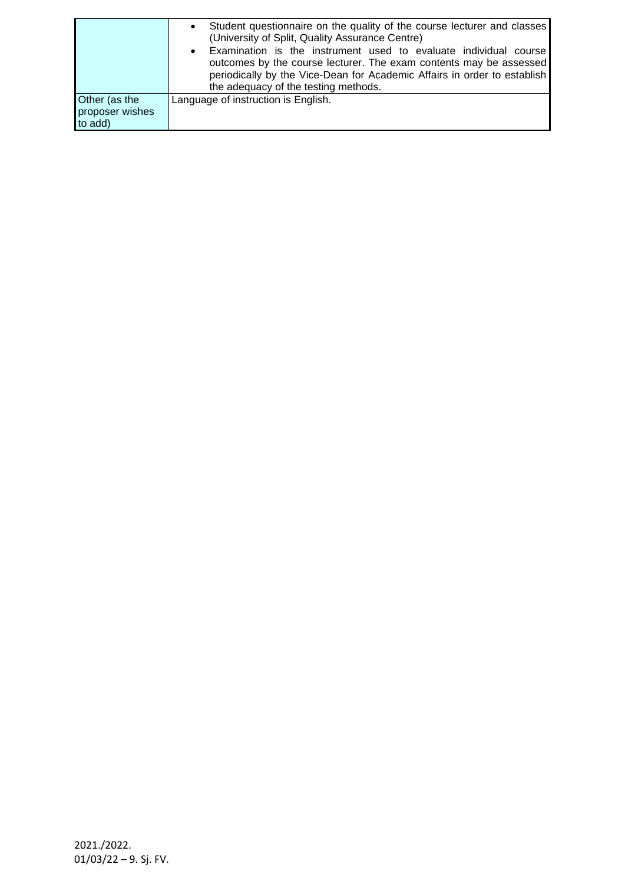| | |
|---|---|
| | • Student questionnaire on the quality of the course lecturer and classes (University of Split, Quality Assurance Centre)<br>• Examination is the instrument used to evaluate individual course outcomes by the course lecturer. The exam contents may be assessed periodically by the Vice-Dean for Academic Affairs in order to establish the adequacy of the testing methods. |
| Other (as the proposer wishes to add) | Language of instruction is English. |

2021./2022.
01/03/22 – 9. Sj. FV.